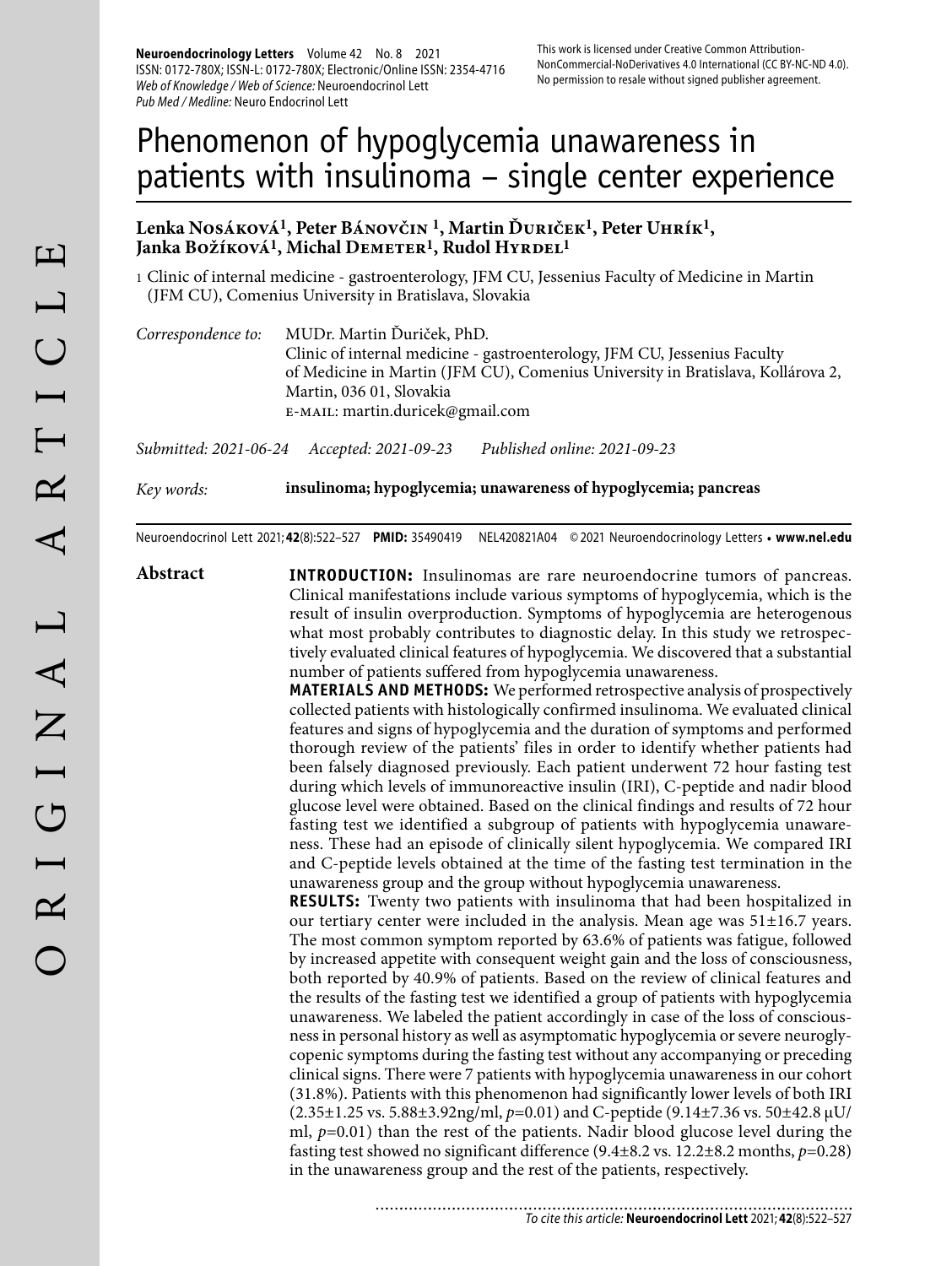Neuroendocrinology Letters Volume 42 No. 8 2021
ISSN: 0172-780X; ISSN-L: 0172-780X; Electronic/Online ISSN: 2354-4716
*Web of Knowledge / Web of Science:* Neuroendocrinol Lett
*Pub Med / Medline:* Neuro Endocrinol Lett

This work is licensed under Creative Common Attribution-NonCommercial-NoDerivatives 4.0 International (CC BY-NC-ND 4.0). No permission to resale without signed publisher agreement.

# Phenomenon of hypoglycemia unawareness in patients with insulinoma – single center experience

**Lenka Nosáková[1], Peter Bánovčin [1], Martin Ďuriček[1], Peter Uhrík[1], Janka Božíková[1], Michal Demeter[1], Rudol Hyrdel[1]**

1 Clinic of internal medicine - gastroenterology, JFM CU, Jessenius Faculty of Medicine in Martin (JFM CU), Comenius University in Bratislava, Slovakia

*Correspondence to:* MUDr. Martin Ďuriček, PhD.
Clinic of internal medicine - gastroenterology, JFM CU, Jessenius Faculty of Medicine in Martin (JFM CU), Comenius University in Bratislava, Kollárova 2, Martin, 036 01, Slovakia
e-mail: martin.duricek@gmail.com

*Submitted: 2021-06-24 Accepted: 2021-09-23 Published online: 2021-09-23*

*Key words:* **insulinoma; hypoglycemia; unawareness of hypoglycemia; pancreas**

Neuroendocrinol Lett 2021; **42**(8):522–527 **PMID:** 35490419 NEL420821A04 © 2021 Neuroendocrinology Letters • **www.nel.edu**

## Abstract

**INTRODUCTION:** Insulinomas are rare neuroendocrine tumors of pancreas. Clinical manifestations include various symptoms of hypoglycemia, which is the result of insulin overproduction. Symptoms of hypoglycemia are heterogenous what most probably contributes to diagnostic delay. In this study we retrospectively evaluated clinical features of hypoglycemia. We discovered that a substantial number of patients suffered from hypoglycemia unawareness.

**MATERIALS AND METHODS:** We performed retrospective analysis of prospectively collected patients with histologically confirmed insulinoma. We evaluated clinical features and signs of hypoglycemia and the duration of symptoms and performed thorough review of the patients' files in order to identify whether patients had been falsely diagnosed previously. Each patient underwent 72 hour fasting test during which levels of immunoreactive insulin (IRI), C-peptide and nadir blood glucose level were obtained. Based on the clinical findings and results of 72 hour fasting test we identified a subgroup of patients with hypoglycemia unawareness. These had an episode of clinically silent hypoglycemia. We compared IRI and C-peptide levels obtained at the time of the fasting test termination in the unawareness group and the group without hypoglycemia unawareness.

**RESULTS:** Twenty two patients with insulinoma that had been hospitalized in our tertiary center were included in the analysis. Mean age was 51±16.7 years. The most common symptom reported by 63.6% of patients was fatigue, followed by increased appetite with consequent weight gain and the loss of consciousness, both reported by 40.9% of patients. Based on the review of clinical features and the results of the fasting test we identified a group of patients with hypoglycemia unawareness. We labeled the patient accordingly in case of the loss of consciousness in personal history as well as asymptomatic hypoglycemia or severe neuroglycopenic symptoms during the fasting test without any accompanying or preceding clinical signs. There were 7 patients with hypoglycemia unawareness in our cohort (31.8%). Patients with this phenomenon had significantly lower levels of both IRI (2.35±1.25 vs. 5.88±3.92ng/ml, $p$=0.01) and C-peptide (9.14±7.36 vs. 50±42.8 μU/ml, $p$=0.01) than the rest of the patients. Nadir blood glucose level during the fasting test showed no significant difference (9.4±8.2 vs. 12.2±8.2 months, $p$=0.28) in the unawareness group and the rest of the patients, respectively.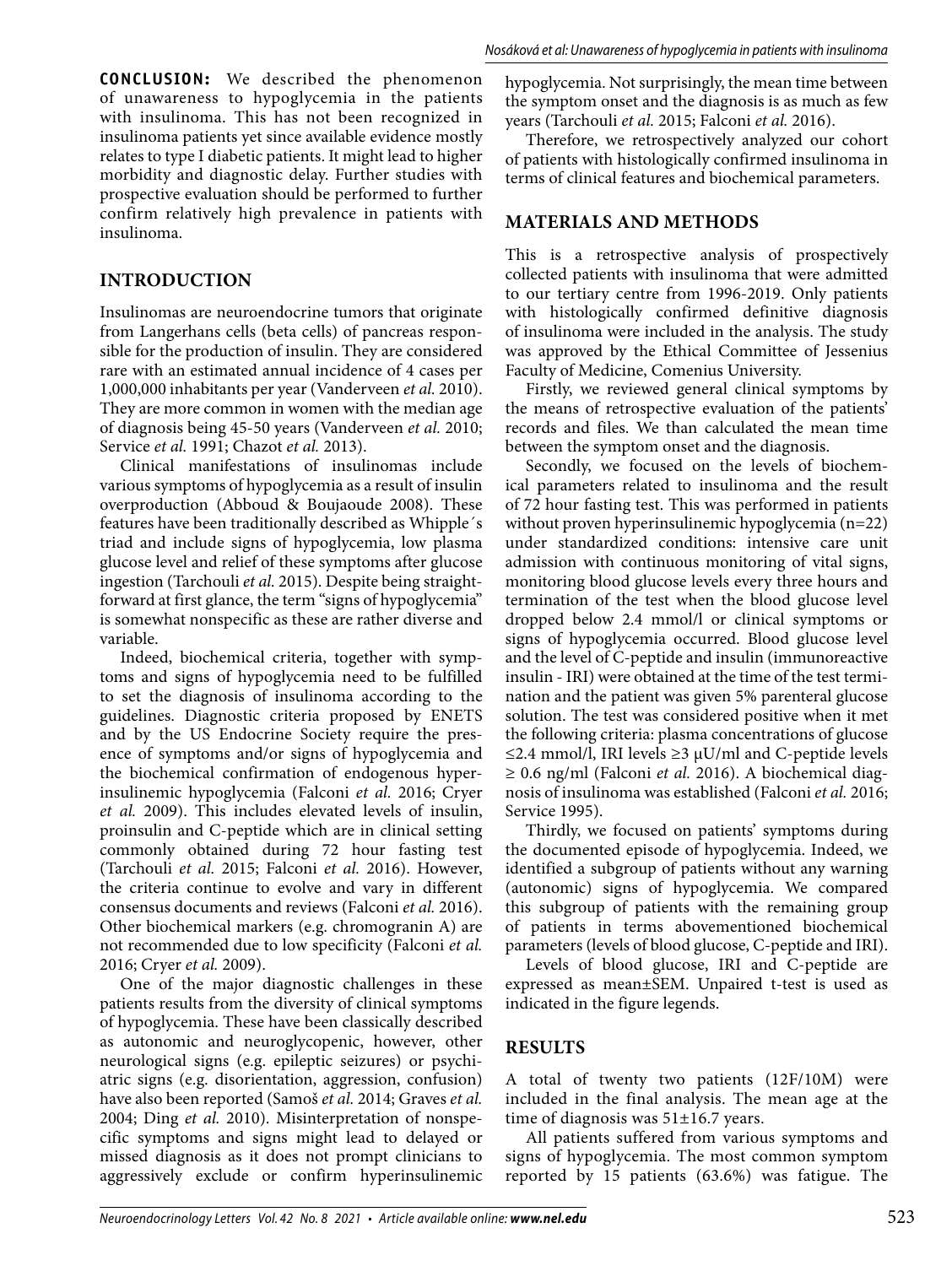**CONCLUSION:** We described the phenomenon of unawareness to hypoglycemia in the patients with insulinoma. This has not been recognized in insulinoma patients yet since available evidence mostly relates to type I diabetic patients. It might lead to higher morbidity and diagnostic delay. Further studies with prospective evaluation should be performed to further confirm relatively high prevalence in patients with insulinoma.

## INTRODUCTION

Insulinomas are neuroendocrine tumors that originate from Langerhans cells (beta cells) of pancreas responsible for the production of insulin. They are considered rare with an estimated annual incidence of 4 cases per 1,000,000 inhabitants per year (Vanderveen *et al.* 2010). They are more common in women with the median age of diagnosis being 45-50 years (Vanderveen *et al.* 2010; Service *et al.* 1991; Chazot *et al.* 2013).

Clinical manifestations of insulinomas include various symptoms of hypoglycemia as a result of insulin overproduction (Abboud & Boujaoude 2008). These features have been traditionally described as Whipple´s triad and include signs of hypoglycemia, low plasma glucose level and relief of these symptoms after glucose ingestion (Tarchouli *et al.* 2015). Despite being straightforward at first glance, the term "signs of hypoglycemia" is somewhat nonspecific as these are rather diverse and variable.

Indeed, biochemical criteria, together with symptoms and signs of hypoglycemia need to be fulfilled to set the diagnosis of insulinoma according to the guidelines. Diagnostic criteria proposed by ENETS and by the US Endocrine Society require the presence of symptoms and/or signs of hypoglycemia and the biochemical confirmation of endogenous hyperinsulinemic hypoglycemia (Falconi *et al.* 2016; Cryer *et al.* 2009). This includes elevated levels of insulin, proinsulin and C-peptide which are in clinical setting commonly obtained during 72 hour fasting test (Tarchouli *et al.* 2015; Falconi *et al.* 2016). However, the criteria continue to evolve and vary in different consensus documents and reviews (Falconi *et al.* 2016). Other biochemical markers (e.g. chromogranin A) are not recommended due to low specificity (Falconi *et al.* 2016; Cryer *et al.* 2009).

One of the major diagnostic challenges in these patients results from the diversity of clinical symptoms of hypoglycemia. These have been classically described as autonomic and neuroglycopenic, however, other neurological signs (e.g. epileptic seizures) or psychiatric signs (e.g. disorientation, aggression, confusion) have also been reported (Samoš *et al.* 2014; Graves *et al.* 2004; Ding *et al.* 2010). Misinterpretation of nonspecific symptoms and signs might lead to delayed or missed diagnosis as it does not prompt clinicians to aggressively exclude or confirm hyperinsulinemic hypoglycemia. Not surprisingly, the mean time between the symptom onset and the diagnosis is as much as few years (Tarchouli *et al.* 2015; Falconi *et al.* 2016).

Therefore, we retrospectively analyzed our cohort of patients with histologically confirmed insulinoma in terms of clinical features and biochemical parameters.

## MATERIALS AND METHODS

This is a retrospective analysis of prospectively collected patients with insulinoma that were admitted to our tertiary centre from 1996-2019. Only patients with histologically confirmed definitive diagnosis of insulinoma were included in the analysis. The study was approved by the Ethical Committee of Jessenius Faculty of Medicine, Comenius University.

Firstly, we reviewed general clinical symptoms by the means of retrospective evaluation of the patients' records and files. We than calculated the mean time between the symptom onset and the diagnosis.

Secondly, we focused on the levels of biochemical parameters related to insulinoma and the result of 72 hour fasting test. This was performed in patients without proven hyperinsulinemic hypoglycemia (n=22) under standardized conditions: intensive care unit admission with continuous monitoring of vital signs, monitoring blood glucose levels every three hours and termination of the test when the blood glucose level dropped below 2.4 mmol/l or clinical symptoms or signs of hypoglycemia occurred. Blood glucose level and the level of C-peptide and insulin (immunoreactive insulin - IRI) were obtained at the time of the test termination and the patient was given 5% parenteral glucose solution. The test was considered positive when it met the following criteria: plasma concentrations of glucose ≤2.4 mmol/l, IRI levels ≥3 μU/ml and C-peptide levels ≥ 0.6 ng/ml (Falconi *et al.* 2016). A biochemical diagnosis of insulinoma was established (Falconi *et al.* 2016; Service 1995).

Thirdly, we focused on patients' symptoms during the documented episode of hypoglycemia. Indeed, we identified a subgroup of patients without any warning (autonomic) signs of hypoglycemia. We compared this subgroup of patients with the remaining group of patients in terms abovementioned biochemical parameters (levels of blood glucose, C-peptide and IRI).

Levels of blood glucose, IRI and C-peptide are expressed as mean±SEM. Unpaired t-test is used as indicated in the figure legends.

## RESULTS

A total of twenty two patients (12F/10M) were included in the final analysis. The mean age at the time of diagnosis was 51±16.7 years.

All patients suffered from various symptoms and signs of hypoglycemia. The most common symptom reported by 15 patients (63.6%) was fatigue. The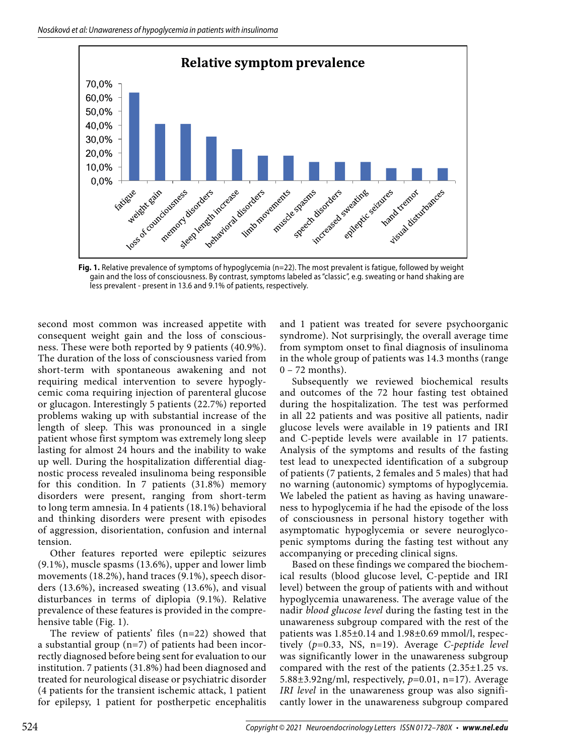**Fig. 1.** Relative prevalence of symptoms of hypoglycemia (n=22). The most prevalent is fatigue, followed by weight gain and the loss of consciousness. By contrast, symptoms labeled as "classic", e.g. sweating or hand shaking are less prevalent - present in 13.6 and 9.1% of patients, respectively.

second most common was increased appetite with consequent weight gain and the loss of consciousness. These were both reported by 9 patients (40.9%). The duration of the loss of consciousness varied from short-term with spontaneous awakening and not requiring medical intervention to severe hypoglycemic coma requiring injection of parenteral glucose or glucagon. Interestingly 5 patients (22.7%) reported problems waking up with substantial increase of the length of sleep. This was pronounced in a single patient whose first symptom was extremely long sleep lasting for almost 24 hours and the inability to wake up well. During the hospitalization differential diagnostic process revealed insulinoma being responsible for this condition. In 7 patients (31.8%) memory disorders were present, ranging from short-term to long term amnesia. In 4 patients (18.1%) behavioral and thinking disorders were present with episodes of aggression, disorientation, confusion and internal tension.

Other features reported were epileptic seizures (9.1%), muscle spasms (13.6%), upper and lower limb movements (18.2%), hand traces (9.1%), speech disorders (13.6%), increased sweating (13.6%), and visual disturbances in terms of diplopia (9.1%). Relative prevalence of these features is provided in the comprehensive table (Fig. 1).

The review of patients' files (n=22) showed that a substantial group (n=7) of patients had been incorrectly diagnosed before being sent for evaluation to our institution. 7 patients (31.8%) had been diagnosed and treated for neurological disease or psychiatric disorder (4 patients for the transient ischemic attack, 1 patient for epilepsy, 1 patient for postherpetic encephalitis and 1 patient was treated for severe psychoorganic syndrome). Not surprisingly, the overall average time from symptom onset to final diagnosis of insulinoma in the whole group of patients was 14.3 months (range 0 – 72 months).

Subsequently we reviewed biochemical results and outcomes of the 72 hour fasting test obtained during the hospitalization. The test was performed in all 22 patients and was positive all patients, nadir glucose levels were available in 19 patients and IRI and C-peptide levels were available in 17 patients. Analysis of the symptoms and results of the fasting test lead to unexpected identification of a subgroup of patients (7 patients, 2 females and 5 males) that had no warning (autonomic) symptoms of hypoglycemia. We labeled the patient as having as having unawareness to hypoglycemia if he had the episode of the loss of consciousness in personal history together with asymptomatic hypoglycemia or severe neuroglycopenic symptoms during the fasting test without any accompanying or preceding clinical signs.

Based on these findings we compared the biochemical results (blood glucose level, C-peptide and IRI level) between the group of patients with and without hypoglycemia unawareness. The average value of the nadir *blood glucose level* during the fasting test in the unawareness subgroup compared with the rest of the patients was 1.85±0.14 and 1.98±0.69 mmol/l, respectively (*p*=0.33, NS, n=19). Average *C-peptide level* was significantly lower in the unawareness subgroup compared with the rest of the patients (2.35±1.25 vs. 5.88±3.92ng/ml, respectively, *p*=0.01, n=17). Average *IRI level* in the unawareness group was also significantly lower in the unawareness subgroup compared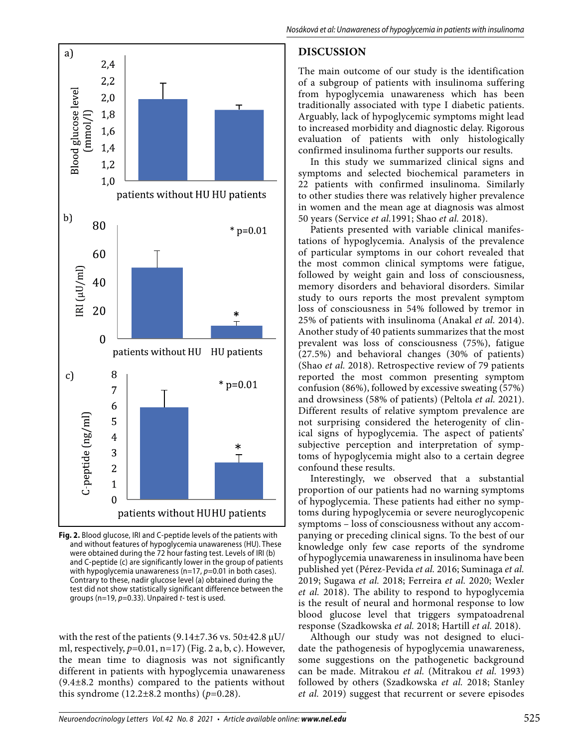Fig. 2. Blood glucose, IRI and C-peptide levels of the patients with and without features of hypoglycemia unawareness (HU). These were obtained during the 72 hour fasting test. Levels of IRI (b) and C-peptide (c) are significantly lower in the group of patients with hypoglycemia unawareness (n=17, *p*=0.01 in both cases). Contrary to these, nadir glucose level (a) obtained during the test did not show statistically significant difference between the groups (n=19, *p*=0.33). Unpaired *t*- test is used.

with the rest of the patients (9.14±7.36 vs. 50±42.8 μU/ml, respectively, *p*=0.01, n=17) (Fig. 2 a, b, c). However, the mean time to diagnosis was not significantly different in patients with hypoglycemia unawareness (9.4±8.2 months) compared to the patients without this syndrome (12.2±8.2 months) (*p*=0.28).

## DISCUSSION

The main outcome of our study is the identification of a subgroup of patients with insulinoma suffering from hypoglycemia unawareness which has been traditionally associated with type I diabetic patients. Arguably, lack of hypoglycemic symptoms might lead to increased morbidity and diagnostic delay. Rigorous evaluation of patients with only histologically confirmed insulinoma further supports our results.

In this study we summarized clinical signs and symptoms and selected biochemical parameters in 22 patients with confirmed insulinoma. Similarly to other studies there was relatively higher prevalence in women and the mean age at diagnosis was almost 50 years (Service *et al.*1991; Shao *et al.* 2018).

Patients presented with variable clinical manifestations of hypoglycemia. Analysis of the prevalence of particular symptoms in our cohort revealed that the most common clinical symptoms were fatigue, followed by weight gain and loss of consciousness, memory disorders and behavioral disorders. Similar study to ours reports the most prevalent symptom loss of consciousness in 54% followed by tremor in 25% of patients with insulinoma (Anakal *et al.* 2014). Another study of 40 patients summarizes that the most prevalent was loss of consciousness (75%), fatigue (27.5%) and behavioral changes (30% of patients) (Shao *et al.* 2018). Retrospective review of 79 patients reported the most common presenting symptom confusion (86%), followed by excessive sweating (57%) and drowsiness (58% of patients) (Peltola *et al.* 2021). Different results of relative symptom prevalence are not surprising considered the heterogenity of clinical signs of hypoglycemia. The aspect of patients' subjective perception and interpretation of symptoms of hypoglycemia might also to a certain degree confound these results.

Interestingly, we observed that a substantial proportion of our patients had no warning symptoms of hypoglycemia. These patients had either no symptoms during hypoglycemia or severe neuroglycopenic symptoms – loss of consciousness without any accompanying or preceding clinical signs. To the best of our knowledge only few case reports of the syndrome of hypoglycemia unawareness in insulinoma have been published yet (Pérez-Pevida *et al.* 2016; Suminaga *et al.* 2019; Sugawa *et al.* 2018; Ferreira *et al.* 2020; Wexler *et al.* 2018). The ability to respond to hypoglycemia is the result of neural and hormonal response to low blood glucose level that triggers sympatoadrenal response (Szadkowska *et al.* 2018; Hartill *et al.* 2018).

Although our study was not designed to elucidate the pathogenesis of hypoglycemia unawareness, some suggestions on the pathogenetic background can be made. Mitrakou *et al.* (Mitrakou *et al.* 1993) followed by others (Szadkowska *et al.* 2018; Stanley *et al.* 2019) suggest that recurrent or severe episodes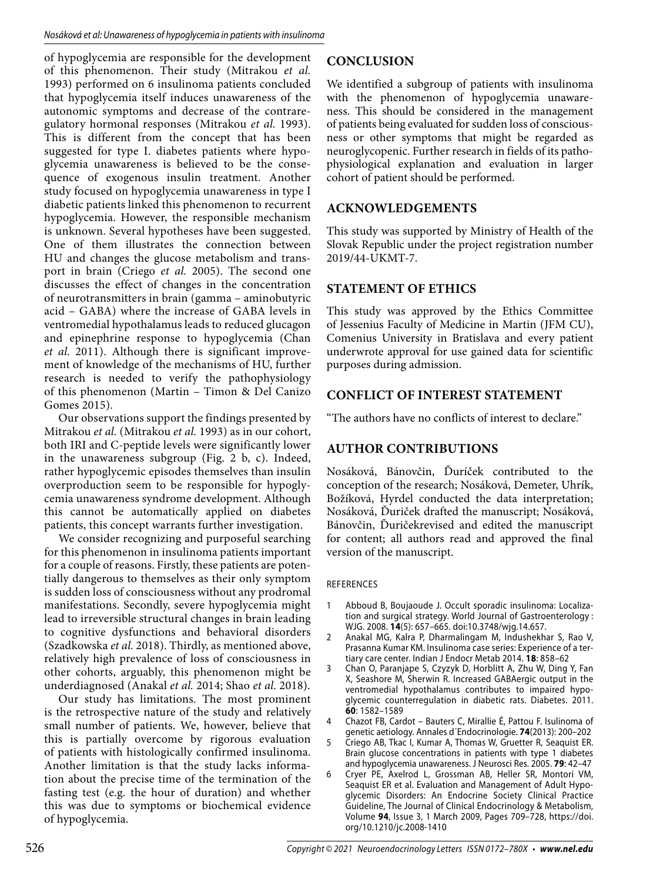of hypoglycemia are responsible for the development of this phenomenon. Their study (Mitrakou *et al.* 1993) performed on 6 insulinoma patients concluded that hypoglycemia itself induces unawareness of the autonomic symptoms and decrease of the contraregulatory hormonal responses (Mitrakou *et al.* 1993). This is different from the concept that has been suggested for type I. diabetes patients where hypoglycemia unawareness is believed to be the consequence of exogenous insulin treatment. Another study focused on hypoglycemia unawareness in type I diabetic patients linked this phenomenon to recurrent hypoglycemia. However, the responsible mechanism is unknown. Several hypotheses have been suggested. One of them illustrates the connection between HU and changes the glucose metabolism and transport in brain (Criego *et al.* 2005). The second one discusses the effect of changes in the concentration of neurotransmitters in brain (gamma – aminobutyric acid – GABA) where the increase of GABA levels in ventromedial hypothalamus leads to reduced glucagon and epinephrine response to hypoglycemia (Chan *et al.* 2011). Although there is significant improvement of knowledge of the mechanisms of HU, further research is needed to verify the pathophysiology of this phenomenon (Martin – Timon & Del Canizo Gomes 2015).

Our observations support the findings presented by Mitrakou *et al.* (Mitrakou *et al.* 1993) as in our cohort, both IRI and C-peptide levels were significantly lower in the unawareness subgroup (Fig. 2 b, c). Indeed, rather hypoglycemic episodes themselves than insulin overproduction seem to be responsible for hypoglycemia unawareness syndrome development. Although this cannot be automatically applied on diabetes patients, this concept warrants further investigation.

We consider recognizing and purposeful searching for this phenomenon in insulinoma patients important for a couple of reasons. Firstly, these patients are potentially dangerous to themselves as their only symptom is sudden loss of consciousness without any prodromal manifestations. Secondly, severe hypoglycemia might lead to irreversible structural changes in brain leading to cognitive dysfunctions and behavioral disorders (Szadkowska *et al.* 2018). Thirdly, as mentioned above, relatively high prevalence of loss of consciousness in other cohorts, arguably, this phenomenon might be underdiagnosed (Anakal *et al.* 2014; Shao *et al.* 2018).

Our study has limitations. The most prominent is the retrospective nature of the study and relatively small number of patients. We, however, believe that this is partially overcome by rigorous evaluation of patients with histologically confirmed insulinoma. Another limitation is that the study lacks information about the precise time of the termination of the fasting test (e.g. the hour of duration) and whether this was due to symptoms or biochemical evidence of hypoglycemia.

## CONCLUSION

We identified a subgroup of patients with insulinoma with the phenomenon of hypoglycemia unawareness. This should be considered in the management of patients being evaluated for sudden loss of consciousness or other symptoms that might be regarded as neuroglycopenic. Further research in fields of its pathophysiological explanation and evaluation in larger cohort of patient should be performed.

## ACKNOWLEDGEMENTS

This study was supported by Ministry of Health of the Slovak Republic under the project registration number 2019/44-UKMT-7.

## STATEMENT OF ETHICS

This study was approved by the Ethics Committee of Jessenius Faculty of Medicine in Martin (JFM CU), Comenius University in Bratislava and every patient underwrote approval for use gained data for scientific purposes during admission.

## CONFLICT OF INTEREST STATEMENT

"The authors have no conflicts of interest to declare."

## AUTHOR CONTRIBUTIONS

Nosáková, Bánovčin, Ďuríček contributed to the conception of the research; Nosáková, Demeter, Uhrík, Božíková, Hyrdel conducted the data interpretation; Nosáková, Ďuriček drafted the manuscript; Nosáková, Bánovčin, Ďuričekrevised and edited the manuscript for content; all authors read and approved the final version of the manuscript.

REFERENCES

1. Abboud B, Boujaoude J. Occult sporadic insulinoma: Localization and surgical strategy. World Journal of Gastroenterology : WJG. 2008. **14**(5): 657–665. doi:10.3748/wjg.14.657.
2. Anakal MG, Kalra P, Dharmalingam M, Indushekhar S, Rao V, Prasanna Kumar KM. Insulinoma case series: Experience of a tertiary care center. Indian J Endocr Metab 2014. **18**: 858–62
3. Chan O, Paranjape S, Czyzyk D, Horblitt A, Zhu W, Ding Y, Fan X, Seashore M, Sherwin R. Increased GABAergic output in the ventromedial hypothalamus contributes to impaired hypoglycemic counterregulation in diabetic rats. Diabetes. 2011. **60**: 1582–1589
4. Chazot FB, Cardot – Bauters C, Mirallie É, Pattou F. Isulinoma of genetic aetiology. Annales d´Endocrinologie. **74**(2013): 200–202
5. Criego AB, Tkac I, Kumar A, Thomas W, Gruetter R, Seaquist ER. Brain glucose concentrations in patients with type 1 diabetes and hypoglycemia unawareness. J Neurosci Res. 2005. **79**: 42–47
6. Cryer PE, Axelrod L, Grossman AB, Heller SR, Montori VM, Seaquist ER et al. Evaluation and Management of Adult Hypoglycemic Disorders: An Endocrine Society Clinical Practice Guideline, The Journal of Clinical Endocrinology & Metabolism, Volume **94**, Issue 3, 1 March 2009, Pages 709–728, https://doi.org/10.1210/jc.2008-1410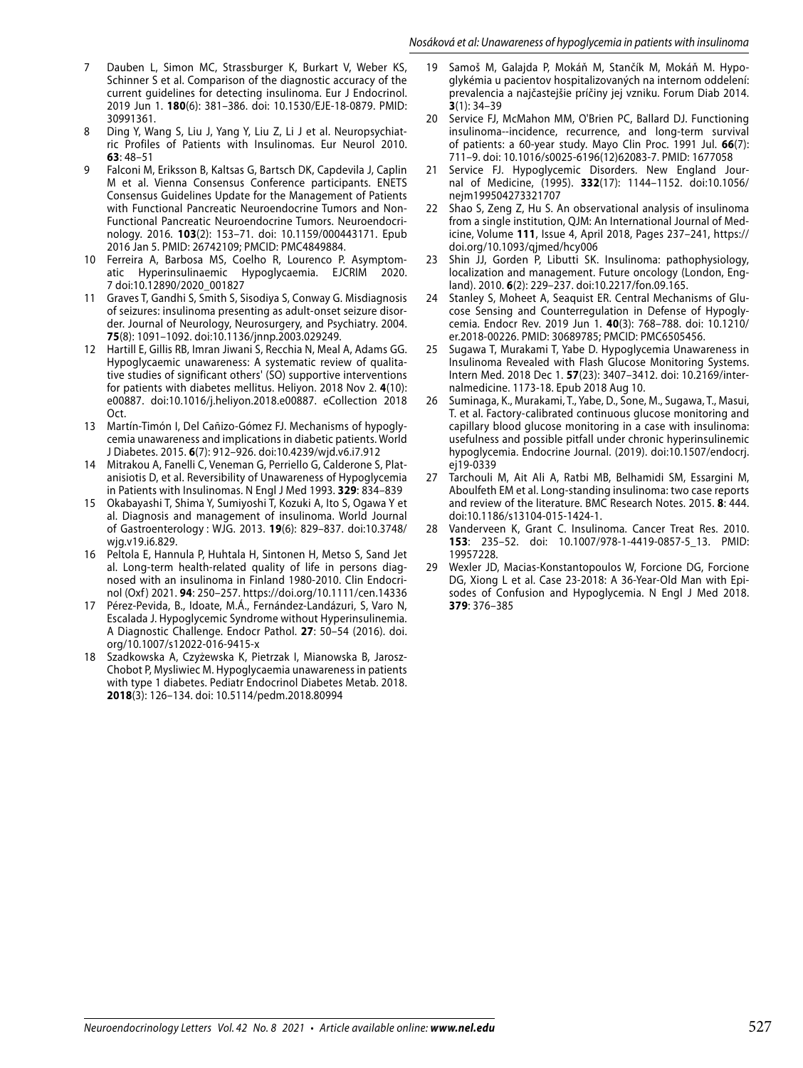7 Dauben L, Simon MC, Strassburger K, Burkart V, Weber KS, Schinner S et al. Comparison of the diagnostic accuracy of the current guidelines for detecting insulinoma. Eur J Endocrinol. 2019 Jun 1. **180**(6): 381–386. doi: 10.1530/EJE-18-0879. PMID: 30991361.

8 Ding Y, Wang S, Liu J, Yang Y, Liu Z, Li J et al. Neuropsychiatric Profiles of Patients with Insulinomas. Eur Neurol 2010. **63**: 48–51

9 Falconi M, Eriksson B, Kaltsas G, Bartsch DK, Capdevila J, Caplin M et al. Vienna Consensus Conference participants. ENETS Consensus Guidelines Update for the Management of Patients with Functional Pancreatic Neuroendocrine Tumors and Non-Functional Pancreatic Neuroendocrine Tumors. Neuroendocrinology. 2016. **103**(2): 153–71. doi: 10.1159/000443171. Epub 2016 Jan 5. PMID: 26742109; PMCID: PMC4849884.

10 Ferreira A, Barbosa MS, Coelho R, Lourenco P. Asymptomatic Hyperinsulinaemic Hypoglycaemia. EJCRIM 2020. 7 doi:10.12890/2020_001827

11 Graves T, Gandhi S, Smith S, Sisodiya S, Conway G. Misdiagnosis of seizures: insulinoma presenting as adult-onset seizure disorder. Journal of Neurology, Neurosurgery, and Psychiatry. 2004. **75**(8): 1091–1092. doi:10.1136/jnnp.2003.029249.

12 Hartill E, Gillis RB, Imran Jiwani S, Recchia N, Meal A, Adams GG. Hypoglycaemic unawareness: A systematic review of qualitative studies of significant others' (SO) supportive interventions for patients with diabetes mellitus. Heliyon. 2018 Nov 2. **4**(10): e00887. doi:10.1016/j.heliyon.2018.e00887. eCollection 2018 Oct.

13 Martín-Timón I, Del Cañizo-Gómez FJ. Mechanisms of hypoglycemia unawareness and implications in diabetic patients. World J Diabetes. 2015. **6**(7): 912–926. doi:10.4239/wjd.v6.i7.912

14 Mitrakou A, Fanelli C, Veneman G, Perriello G, Calderone S, Platanisiotis D, et al. Reversibility of Unawareness of Hypoglycemia in Patients with Insulinomas. N Engl J Med 1993. **329**: 834–839

15 Okabayashi T, Shima Y, Sumiyoshi T, Kozuki A, Ito S, Ogawa Y et al. Diagnosis and management of insulinoma. World Journal of Gastroenterology : WJG. 2013. **19**(6): 829–837. doi:10.3748/wjg.v19.i6.829.

16 Peltola E, Hannula P, Huhtala H, Sintonen H, Metso S, Sand Jet al. Long-term health-related quality of life in persons diagnosed with an insulinoma in Finland 1980-2010. Clin Endocrinol (Oxf) 2021. **94**: 250–257. https://doi.org/10.1111/cen.14336

17 Pérez-Pevida, B., Idoate, M.Á., Fernández-Landázuri, S, Varo N, Escalada J. Hypoglycemic Syndrome without Hyperinsulinemia. A Diagnostic Challenge. Endocr Pathol. **27**: 50–54 (2016). doi. org/10.1007/s12022-016-9415-x

18 Szadkowska A, Czyżewska K, Pietrzak I, Mianowska B, Jarosz-Chobot P, Mysliwiec M. Hypoglycaemia unawareness in patients with type 1 diabetes. Pediatr Endocrinol Diabetes Metab. 2018. **2018**(3): 126–134. doi: 10.5114/pedm.2018.80994

19 Samoš M, Galajda P, Mokáň M, Stančík M, Mokáň M. Hypoglykémia u pacientov hospitalizovaných na internom oddelení: prevalencia a najčastejšie príčiny jej vzniku. Forum Diab 2014. **3**(1): 34–39

20 Service FJ, McMahon MM, O'Brien PC, Ballard DJ. Functioning insulinoma--incidence, recurrence, and long-term survival of patients: a 60-year study. Mayo Clin Proc. 1991 Jul. **66**(7): 711–9. doi: 10.1016/s0025-6196(12)62083-7. PMID: 1677058

21 Service FJ. Hypoglycemic Disorders. New England Journal of Medicine, (1995). **332**(17): 1144–1152. doi:10.1056/nejm199504273321707

22 Shao S, Zeng Z, Hu S. An observational analysis of insulinoma from a single institution, QJM: An International Journal of Medicine, Volume **111**, Issue 4, April 2018, Pages 237–241, https://doi.org/10.1093/qjmed/hcy006

23 Shin JJ, Gorden P, Libutti SK. Insulinoma: pathophysiology, localization and management. Future oncology (London, England). 2010. **6**(2): 229–237. doi:10.2217/fon.09.165.

24 Stanley S, Moheet A, Seaquist ER. Central Mechanisms of Glucose Sensing and Counterregulation in Defense of Hypoglycemia. Endocr Rev. 2019 Jun 1. **40**(3): 768–788. doi: 10.1210/er.2018-00226. PMID: 30689785; PMCID: PMC6505456.

25 Sugawa T, Murakami T, Yabe D. Hypoglycemia Unawareness in Insulinoma Revealed with Flash Glucose Monitoring Systems. Intern Med. 2018 Dec 1. **57**(23): 3407–3412. doi: 10.2169/internalmedicine. 1173-18. Epub 2018 Aug 10.

26 Suminaga, K., Murakami, T., Yabe, D., Sone, M., Sugawa, T., Masui, T. et al. Factory-calibrated continuous glucose monitoring and capillary blood glucose monitoring in a case with insulinoma: usefulness and possible pitfall under chronic hyperinsulinemic hypoglycemia. Endocrine Journal. (2019). doi:10.1507/endocrj.ej19-0339

27 Tarchouli M, Ait Ali A, Ratbi MB, Belhamidi SM, Essargini M, Aboulfeth EM et al. Long-standing insulinoma: two case reports and review of the literature. BMC Research Notes. 2015. **8**: 444. doi:10.1186/s13104-015-1424-1.

28 Vanderveen K, Grant C. Insulinoma. Cancer Treat Res. 2010. **153**: 235–52. doi: 10.1007/978-1-4419-0857-5_13. PMID: 19957228.

29 Wexler JD, Macias-Konstantopoulos W, Forcione DG, Forcione DG, Xiong L et al. Case 23-2018: A 36-Year-Old Man with Episodes of Confusion and Hypoglycemia. N Engl J Med 2018. **379**: 376–385